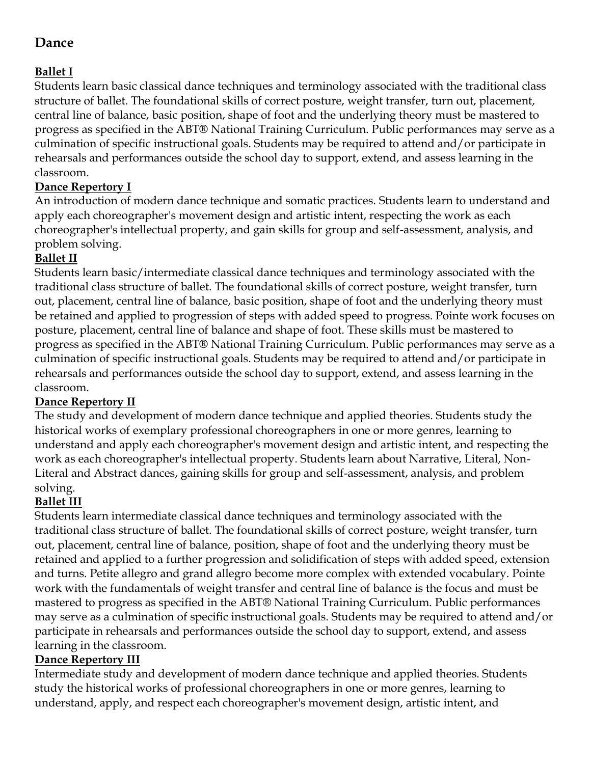# Dance

## Ballet I

Students learn basic classical dance techniques and terminology associated with the traditional class structure of ballet. The foundational skills of correct posture, weight transfer, turn out, placement, central line of balance, basic position, shape of foot and the underlying theory must be mastered to progress as specified in the ABT® National Training Curriculum. Public performances may serve as a culmination of specific instructional goals. Students may be required to attend and/or participate in rehearsals and performances outside the school day to support, extend, and assess learning in the classroom.

## Dance Repertory I

An introduction of modern dance technique and somatic practices. Students learn to understand and apply each choreographer's movement design and artistic intent, respecting the work as each choreographer's intellectual property, and gain skills for group and self-assessment, analysis, and problem solving.

## Ballet II

Students learn basic/intermediate classical dance techniques and terminology associated with the traditional class structure of ballet. The foundational skills of correct posture, weight transfer, turn out, placement, central line of balance, basic position, shape of foot and the underlying theory must be retained and applied to progression of steps with added speed to progress. Pointe work focuses on posture, placement, central line of balance and shape of foot. These skills must be mastered to progress as specified in the ABT® National Training Curriculum. Public performances may serve as a culmination of specific instructional goals. Students may be required to attend and/or participate in rehearsals and performances outside the school day to support, extend, and assess learning in the classroom.

## Dance Repertory II

The study and development of modern dance technique and applied theories. Students study the historical works of exemplary professional choreographers in one or more genres, learning to understand and apply each choreographer's movement design and artistic intent, and respecting the work as each choreographer's intellectual property. Students learn about Narrative, Literal, Non-Literal and Abstract dances, gaining skills for group and self-assessment, analysis, and problem solving.

## Ballet III

Students learn intermediate classical dance techniques and terminology associated with the traditional class structure of ballet. The foundational skills of correct posture, weight transfer, turn out, placement, central line of balance, position, shape of foot and the underlying theory must be retained and applied to a further progression and solidification of steps with added speed, extension and turns. Petite allegro and grand allegro become more complex with extended vocabulary. Pointe work with the fundamentals of weight transfer and central line of balance is the focus and must be mastered to progress as specified in the ABT® National Training Curriculum. Public performances may serve as a culmination of specific instructional goals. Students may be required to attend and/or participate in rehearsals and performances outside the school day to support, extend, and assess learning in the classroom.

## Dance Repertory III

Intermediate study and development of modern dance technique and applied theories. Students study the historical works of professional choreographers in one or more genres, learning to understand, apply, and respect each choreographer's movement design, artistic intent, and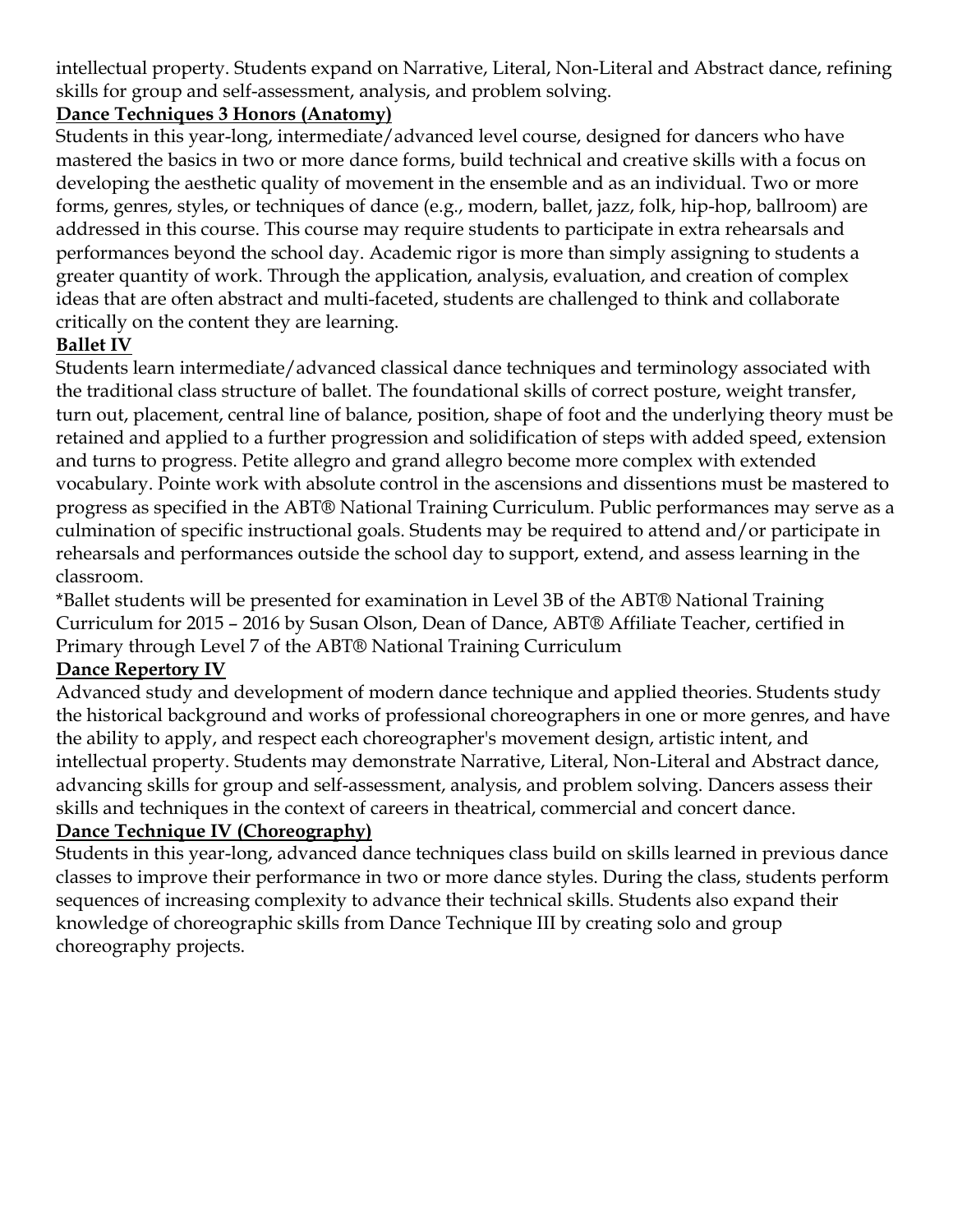intellectual property. Students expand on Narrative, Literal, Non-Literal and Abstract dance, refining skills for group and self-assessment, analysis, and problem solving.

**Dance Techniques 3 Honors (Anatomy)**

Students in this year-long, intermediate/advanced level course, designed for dancers who have mastered the basics in two or more dance forms, build technical and creative skills with a focus on developing the aesthetic quality of movement in the ensemble and as an individual. Two or more forms, genres, styles, or techniques of dance (e.g., modern, ballet, jazz, folk, hip-hop, ballroom) are addressed in this course. This course may require students to participate in extra rehearsals and performances beyond the school day. Academic rigor is more than simply assigning to students a greater quantity of work. Through the application, analysis, evaluation, and creation of complex ideas that are often abstract and multi-faceted, students are challenged to think and collaborate critically on the content they are learning.

**Ballet IV**

Students learn intermediate/advanced classical dance techniques and terminology associated with the traditional class structure of ballet. The foundational skills of correct posture, weight transfer, turn out, placement, central line of balance, position, shape of foot and the underlying theory must be retained and applied to a further progression and solidification of steps with added speed, extension and turns to progress. Petite allegro and grand allegro become more complex with extended vocabulary. Pointe work with absolute control in the ascensions and dissentions must be mastered to progress as specified in the ABT® National Training Curriculum. Public performances may serve as a culmination of specific instructional goals. Students may be required to attend and/or participate in rehearsals and performances outside the school day to support, extend, and assess learning in the classroom.

*Ballet students will be presented for examination in Level 3B of the ABT® National Training Curriculum for 2015 – 2016 by Susan Olson, Dean of Dance, ABT® Affiliate Teacher, certified in Primary through Level 7 of the ABT® National Training Curriculum

**Dance Repertory IV**

Advanced study and development of modern dance technique and applied theories. Students study the historical background and works of professional choreographers in one or more genres, and have the ability to apply, and respect each choreographer's movement design, artistic intent, and intellectual property. Students may demonstrate Narrative, Literal, Non-Literal and Abstract dance, advancing skills for group and self-assessment, analysis, and problem solving. Dancers assess their skills and techniques in the context of careers in theatrical, commercial and concert dance.

**Dance Technique IV (Choreography)**

Students in this year-long, advanced dance techniques class build on skills learned in previous dance classes to improve their performance in two or more dance styles. During the class, students perform sequences of increasing complexity to advance their technical skills. Students also expand their knowledge of choreographic skills from Dance Technique III by creating solo and group choreography projects.